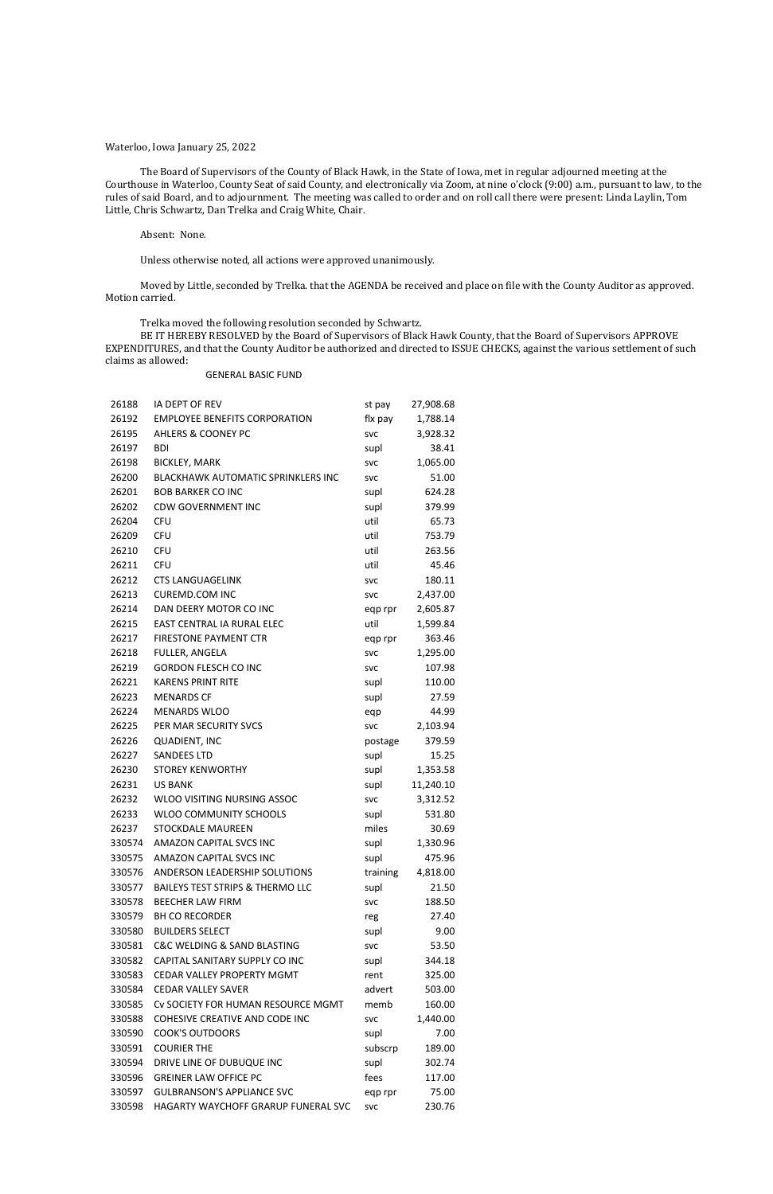Waterloo, Iowa January 25, 2022

The Board of Supervisors of the County of Black Hawk, in the State of Iowa, met in regular adjourned meeting at the Courthouse in Waterloo, County Seat of said County, and electronically via Zoom, at nine o'clock (9:00) a.m., pursuant to law, to the rules of said Board, and to adjournment. The meeting was called to order and on roll call there were present: Linda Laylin, Tom Little, Chris Schwartz, Dan Trelka and Craig White, Chair.

Absent: None.

Unless otherwise noted, all actions were approved unanimously.

Moved by Little, seconded by Trelka. that the AGENDA be received and place on file with the County Auditor as approved. Motion carried.

Trelka moved the following resolution seconded by Schwartz.

BE IT HEREBY RESOLVED by the Board of Supervisors of Black Hawk County, that the Board of Supervisors APPROVE EXPENDITURES, and that the County Auditor be authorized and directed to ISSUE CHECKS, against the various settlement of such claims as allowed:

GENERAL BASIC FUND

| | | | |
|---|---|---|---|
| 26188 | IA DEPT OF REV | st pay | 27,908.68 |
| 26192 | EMPLOYEE BENEFITS CORPORATION | flx pay | 1,788.14 |
| 26195 | AHLERS & COONEY PC | svc | 3,928.32 |
| 26197 | BDI | supl | 38.41 |
| 26198 | BICKLEY, MARK | svc | 1,065.00 |
| 26200 | BLACKHAWK AUTOMATIC SPRINKLERS INC | svc | 51.00 |
| 26201 | BOB BARKER CO INC | supl | 624.28 |
| 26202 | CDW GOVERNMENT INC | supl | 379.99 |
| 26204 | CFU | util | 65.73 |
| 26209 | CFU | util | 753.79 |
| 26210 | CFU | util | 263.56 |
| 26211 | CFU | util | 45.46 |
| 26212 | CTS LANGUAGELINK | svc | 180.11 |
| 26213 | CUREMD.COM INC | svc | 2,437.00 |
| 26214 | DAN DEERY MOTOR CO INC | eqp rpr | 2,605.87 |
| 26215 | EAST CENTRAL IA RURAL ELEC | util | 1,599.84 |
| 26217 | FIRESTONE PAYMENT CTR | eqp rpr | 363.46 |
| 26218 | FULLER, ANGELA | svc | 1,295.00 |
| 26219 | GORDON FLESCH CO INC | svc | 107.98 |
| 26221 | KARENS PRINT RITE | supl | 110.00 |
| 26223 | MENARDS CF | supl | 27.59 |
| 26224 | MENARDS WLOO | eqp | 44.99 |
| 26225 | PER MAR SECURITY SVCS | svc | 2,103.94 |
| 26226 | QUADIENT, INC | postage | 379.59 |
| 26227 | SANDEES LTD | supl | 15.25 |
| 26230 | STOREY KENWORTHY | supl | 1,353.58 |
| 26231 | US BANK | supl | 11,240.10 |
| 26232 | WLOO VISITING NURSING ASSOC | svc | 3,312.52 |
| 26233 | WLOO COMMUNITY SCHOOLS | supl | 531.80 |
| 26237 | STOCKDALE MAUREEN | miles | 30.69 |
| 330574 | AMAZON CAPITAL SVCS INC | supl | 1,330.96 |
| 330575 | AMAZON CAPITAL SVCS INC | supl | 475.96 |
| 330576 | ANDERSON LEADERSHIP SOLUTIONS | training | 4,818.00 |
| 330577 | BAILEYS TEST STRIPS & THERMO LLC | supl | 21.50 |
| 330578 | BEECHER LAW FIRM | svc | 188.50 |
| 330579 | BH CO RECORDER | reg | 27.40 |
| 330580 | BUILDERS SELECT | supl | 9.00 |
| 330581 | C&C WELDING & SAND BLASTING | svc | 53.50 |
| 330582 | CAPITAL SANITARY SUPPLY CO INC | supl | 344.18 |
| 330583 | CEDAR VALLEY PROPERTY MGMT | rent | 325.00 |
| 330584 | CEDAR VALLEY SAVER | advert | 503.00 |
| 330585 | Cv SOCIETY FOR HUMAN RESOURCE MGMT | memb | 160.00 |
| 330588 | COHESIVE CREATIVE AND CODE INC | svc | 1,440.00 |
| 330590 | COOK'S OUTDOORS | supl | 7.00 |
| 330591 | COURIER THE | subscrp | 189.00 |
| 330594 | DRIVE LINE OF DUBUQUE INC | supl | 302.74 |
| 330596 | GREINER LAW OFFICE PC | fees | 117.00 |
| 330597 | GULBRANSON'S APPLIANCE SVC | eqp rpr | 75.00 |
| 330598 | HAGARTY WAYCHOFF GRARUP FUNERAL SVC | svc | 230.76 |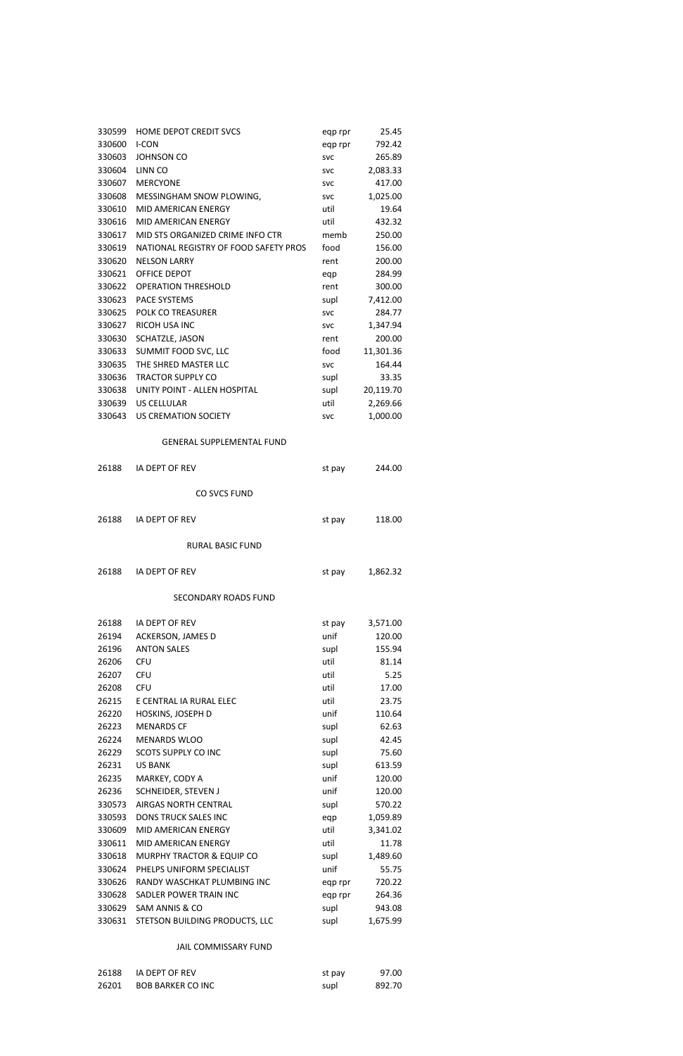| | | | |
|---|---|---|---|
| 330599 | HOME DEPOT CREDIT SVCS | eqp rpr | 25.45 |
| 330600 | I-CON | eqp rpr | 792.42 |
| 330603 | JOHNSON CO | svc | 265.89 |
| 330604 | LINN CO | svc | 2,083.33 |
| 330607 | MERCYONE | svc | 417.00 |
| 330608 | MESSINGHAM SNOW PLOWING, | svc | 1,025.00 |
| 330610 | MID AMERICAN ENERGY | util | 19.64 |
| 330616 | MID AMERICAN ENERGY | util | 432.32 |
| 330617 | MID STS ORGANIZED CRIME INFO CTR | memb | 250.00 |
| 330619 | NATIONAL REGISTRY OF FOOD SAFETY PROS | food | 156.00 |
| 330620 | NELSON LARRY | rent | 200.00 |
| 330621 | OFFICE DEPOT | eqp | 284.99 |
| 330622 | OPERATION THRESHOLD | rent | 300.00 |
| 330623 | PACE SYSTEMS | supl | 7,412.00 |
| 330625 | POLK CO TREASURER | svc | 284.77 |
| 330627 | RICOH USA INC | svc | 1,347.94 |
| 330630 | SCHATZLE, JASON | rent | 200.00 |
| 330633 | SUMMIT FOOD SVC, LLC | food | 11,301.36 |
| 330635 | THE SHRED MASTER LLC | svc | 164.44 |
| 330636 | TRACTOR SUPPLY CO | supl | 33.35 |
| 330638 | UNITY POINT - ALLEN HOSPITAL | supl | 20,119.70 |
| 330639 | US CELLULAR | util | 2,269.66 |
| 330643 | US CREMATION SOCIETY | svc | 1,000.00 |

GENERAL SUPPLEMENTAL FUND

| | | | |
|---|---|---|---|
| 26188 | IA DEPT OF REV | st pay | 244.00 |

CO SVCS FUND

| | | | |
|---|---|---|---|
| 26188 | IA DEPT OF REV | st pay | 118.00 |

RURAL BASIC FUND

| | | | |
|---|---|---|---|
| 26188 | IA DEPT OF REV | st pay | 1,862.32 |

SECONDARY ROADS FUND

| | | | |
|---|---|---|---|
| 26188 | IA DEPT OF REV | st pay | 3,571.00 |
| 26194 | ACKERSON, JAMES D | unif | 120.00 |
| 26196 | ANTON SALES | supl | 155.94 |
| 26206 | CFU | util | 81.14 |
| 26207 | CFU | util | 5.25 |
| 26208 | CFU | util | 17.00 |
| 26215 | E CENTRAL IA RURAL ELEC | util | 23.75 |
| 26220 | HOSKINS, JOSEPH D | unif | 110.64 |
| 26223 | MENARDS CF | supl | 62.63 |
| 26224 | MENARDS WLOO | supl | 42.45 |
| 26229 | SCOTS SUPPLY CO INC | supl | 75.60 |
| 26231 | US BANK | supl | 613.59 |
| 26235 | MARKEY, CODY A | unif | 120.00 |
| 26236 | SCHNEIDER, STEVEN J | unif | 120.00 |
| 330573 | AIRGAS NORTH CENTRAL | supl | 570.22 |
| 330593 | DONS TRUCK SALES INC | eqp | 1,059.89 |
| 330609 | MID AMERICAN ENERGY | util | 3,341.02 |
| 330611 | MID AMERICAN ENERGY | util | 11.78 |
| 330618 | MURPHY TRACTOR & EQUIP CO | supl | 1,489.60 |
| 330624 | PHELPS UNIFORM SPECIALIST | unif | 55.75 |
| 330626 | RANDY WASCHKAT PLUMBING INC | eqp rpr | 720.22 |
| 330628 | SADLER POWER TRAIN INC | eqp rpr | 264.36 |
| 330629 | SAM ANNIS & CO | supl | 943.08 |
| 330631 | STETSON BUILDING PRODUCTS, LLC | supl | 1,675.99 |

JAIL COMMISSARY FUND

| | | | |
|---|---|---|---|
| 26188 | IA DEPT OF REV | st pay | 97.00 |
| 26201 | BOB BARKER CO INC | supl | 892.70 |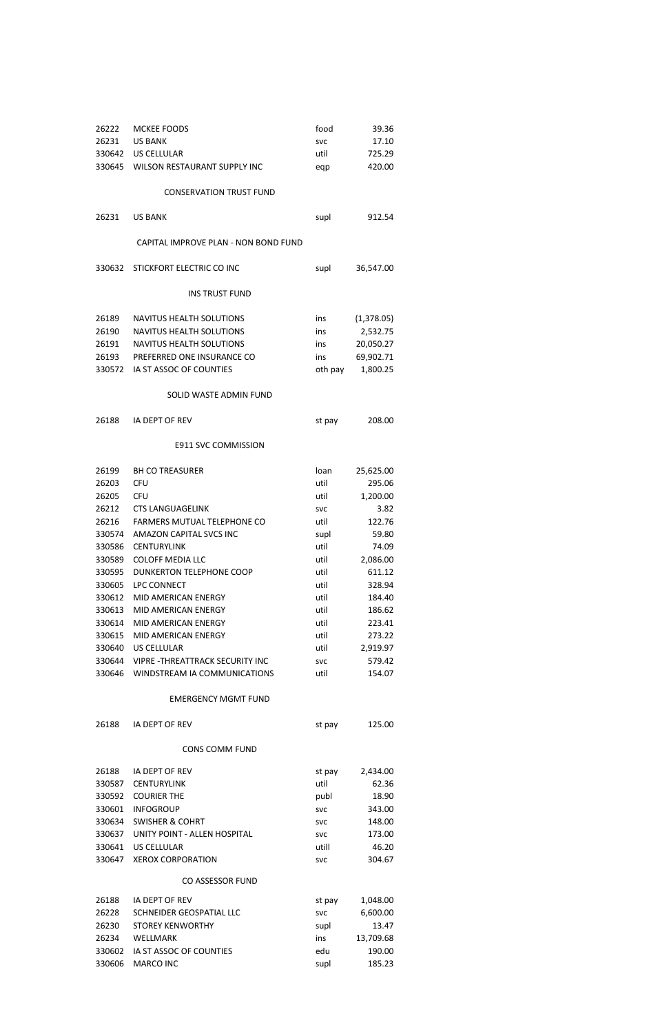| | | | |
|---|---|---|---|
| 26222 | MCKEE FOODS | food | 39.36 |
| 26231 | US BANK | svc | 17.10 |
| 330642 | US CELLULAR | util | 725.29 |
| 330645 | WILSON RESTAURANT SUPPLY INC | eqp | 420.00 |

## CONSERVATION TRUST FUND

| | | | |
|---|---|---|---|
| 26231 | US BANK | supl | 912.54 |

## CAPITAL IMPROVE PLAN - NON BOND FUND

| | | | |
|---|---|---|---|
| 330632 | STICKFORT ELECTRIC CO INC | supl | 36,547.00 |

## INS TRUST FUND

| | | | |
|---|---|---|---|
| 26189 | NAVITUS HEALTH SOLUTIONS | ins | (1,378.05) |
| 26190 | NAVITUS HEALTH SOLUTIONS | ins | 2,532.75 |
| 26191 | NAVITUS HEALTH SOLUTIONS | ins | 20,050.27 |
| 26193 | PREFERRED ONE INSURANCE CO | ins | 69,902.71 |
| 330572 | IA ST ASSOC OF COUNTIES | oth pay | 1,800.25 |

## SOLID WASTE ADMIN FUND

| | | | |
|---|---|---|---|
| 26188 | IA DEPT OF REV | st pay | 208.00 |

## E911 SVC COMMISSION

| | | | |
|---|---|---|---|
| 26199 | BH CO TREASURER | loan | 25,625.00 |
| 26203 | CFU | util | 295.06 |
| 26205 | CFU | util | 1,200.00 |
| 26212 | CTS LANGUAGELINK | svc | 3.82 |
| 26216 | FARMERS MUTUAL TELEPHONE CO | util | 122.76 |
| 330574 | AMAZON CAPITAL SVCS INC | supl | 59.80 |
| 330586 | CENTURYLINK | util | 74.09 |
| 330589 | COLOFF MEDIA LLC | util | 2,086.00 |
| 330595 | DUNKERTON TELEPHONE COOP | util | 611.12 |
| 330605 | LPC CONNECT | util | 328.94 |
| 330612 | MID AMERICAN ENERGY | util | 184.40 |
| 330613 | MID AMERICAN ENERGY | util | 186.62 |
| 330614 | MID AMERICAN ENERGY | util | 223.41 |
| 330615 | MID AMERICAN ENERGY | util | 273.22 |
| 330640 | US CELLULAR | util | 2,919.97 |
| 330644 | VIPRE -THREATTRACK SECURITY INC | svc | 579.42 |
| 330646 | WINDSTREAM IA COMMUNICATIONS | util | 154.07 |

## EMERGENCY MGMT FUND

| | | | |
|---|---|---|---|
| 26188 | IA DEPT OF REV | st pay | 125.00 |

## CONS COMM FUND

| | | | |
|---|---|---|---|
| 26188 | IA DEPT OF REV | st pay | 2,434.00 |
| 330587 | CENTURYLINK | util | 62.36 |
| 330592 | COURIER THE | publ | 18.90 |
| 330601 | INFOGROUP | svc | 343.00 |
| 330634 | SWISHER & COHRT | svc | 148.00 |
| 330637 | UNITY POINT - ALLEN HOSPITAL | svc | 173.00 |
| 330641 | US CELLULAR | utill | 46.20 |
| 330647 | XEROX CORPORATION | svc | 304.67 |

## CO ASSESSOR FUND

| | | | |
|---|---|---|---|
| 26188 | IA DEPT OF REV | st pay | 1,048.00 |
| 26228 | SCHNEIDER GEOSPATIAL LLC | svc | 6,600.00 |
| 26230 | STOREY KENWORTHY | supl | 13.47 |
| 26234 | WELLMARK | ins | 13,709.68 |
| 330602 | IA ST ASSOC OF COUNTIES | edu | 190.00 |
| 330606 | MARCO INC | supl | 185.23 |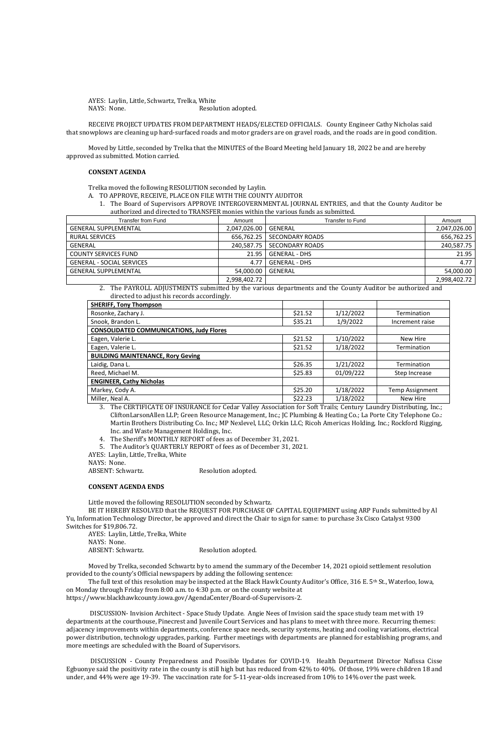AYES: Laylin, Little, Schwartz, Trelka, White
NAYS: None. Resolution adopted.

RECEIVE PROJECT UPDATES FROM DEPARTMENT HEADS/ELECTED OFFICIALS. County Engineer Cathy Nicholas said that snowplows are cleaning up hard-surfaced roads and motor graders are on gravel roads, and the roads are in good condition.

Moved by Little, seconded by Trelka that the MINUTES of the Board Meeting held January 18, 2022 be and are hereby approved as submitted. Motion carried.

**CONSENT AGENDA**

Trelka moved the following RESOLUTION seconded by Laylin.

A. TO APPROVE, RECEIVE, PLACE ON FILE WITH THE COUNTY AUDITOR

1. The Board of Supervisors APPROVE INTERGOVERNMENTAL JOURNAL ENTRIES, and that the County Auditor be authorized and directed to TRANSFER monies within the various funds as submitted.

| Transfer from Fund | Amount | Transfer to Fund | Amount |
|---|---|---|---|
| GENERAL SUPPLEMENTAL | 2,047,026.00 | GENERAL | 2,047,026.00 |
| RURAL SERVICES | 656,762.25 | SECONDARY ROADS | 656,762.25 |
| GENERAL | 240,587.75 | SECONDARY ROADS | 240,587.75 |
| COUNTY SERVICES FUND | 21.95 | GENERAL - DHS | 21.95 |
| GENERAL - SOCIAL SERVICES | 4.77 | GENERAL - DHS | 4.77 |
| GENERAL SUPPLEMENTAL | 54,000.00 | GENERAL | 54,000.00 |
| | 2,998,402.72 | | 2,998,402.72 |

2. The PAYROLL ADJUSTMENTS submitted by the various departments and the County Auditor be authorized and directed to adjust his records accordingly.

| | | | |
|---|---|---|---|
| **SHERIFF, Tony Thompson** | | | |
| Rosonke, Zachary J. | $21.52 | 1/12/2022 | Termination |
| Snook, Brandon L. | $35.21 | 1/9/2022 | Increment raise |
| **CONSOLIDATED COMMUNICATIONS, Judy Flores** | | | |
| Eagen, Valerie L. | $21.52 | 1/10/2022 | New Hire |
| Eagen, Valerie L. | $21.52 | 1/18/2022 | Termination |
| **BUILDING MAINTENANCE, Rory Geving** | | | |
| Laidig, Dana L. | $26.35 | 1/21/2022 | Termination |
| Reed, Michael M. | $25.83 | 01/09/222 | Step Increase |
| **ENGINEER, Cathy Nicholas** | | | |
| Markey, Cody A. | $25.20 | 1/18/2022 | Temp Assignment |
| Miller, Neal A. | $22.23 | 1/18/2022 | New Hire |

3. The CERTIFICATE OF INSURANCE for Cedar Valley Association for Soft Trails; Century Laundry Distributing, Inc.; CliftonLarsonAllen LLP; Green Resource Management, Inc.; JC Plumbing & Heating Co.; La Porte City Telephone Co.: Martin Brothers Distributing Co. Inc.; MP Nexlevel, LLC; Orkin LLC; Ricoh Americas Holding, Inc.; Rockford Rigging, Inc. and Waste Management Holdings, Inc.
4. The Sheriff's MONTHLY REPORT of fees as of December 31, 2021.
5. The Auditor's QUARTERLY REPORT of fees as of December 31, 2021.

AYES: Laylin, Little, Trelka, White
NAYS: None.
ABSENT: Schwartz. Resolution adopted.

**CONSENT AGENDA ENDS**

Little moved the following RESOLUTION seconded by Schwartz.

BE IT HEREBY RESOLVED that the REQUEST FOR PURCHASE OF CAPITAL EQUIPMENT using ARP Funds submitted by Al Yu, Information Technology Director, be approved and direct the Chair to sign for same: to purchase 3x Cisco Catalyst 9300 Switches for $19,806.72.

AYES: Laylin, Little, Trelka, White
NAYS: None.
ABSENT: Schwartz. Resolution adopted.

Moved by Trelka, seconded Schwartz by to amend the summary of the December 14, 2021 opioid settlement resolution provided to the county's Official newspapers by adding the following sentence:

The full text of this resolution may be inspected at the Black Hawk County Auditor's Office, 316 E. 5th St., Waterloo, Iowa, on Monday through Friday from 8:00 a.m. to 4:30 p.m. or on the county website at https://www.blackhawkcounty.iowa.gov/AgendaCenter/Board-of-Supervisors-2.

DISCUSSION- Invision Architect - Space Study Update. Angie Nees of Invision said the space study team met with 19 departments at the courthouse, Pinecrest and Juvenile Court Services and has plans to meet with three more. Recurring themes: adjacency improvements within departments, conference space needs, security systems, heating and cooling variations, electrical power distribution, technology upgrades, parking. Further meetings with departments are planned for establishing programs, and more meetings are scheduled with the Board of Supervisors.

DISCUSSION - County Preparedness and Possible Updates for COVID-19. Health Department Director Nafissa Cisse Egbuonye said the positivity rate in the county is still high but has reduced from 42% to 40%. Of those, 19% were children 18 and under, and 44% were age 19-39. The vaccination rate for 5-11-year-olds increased from 10% to 14% over the past week.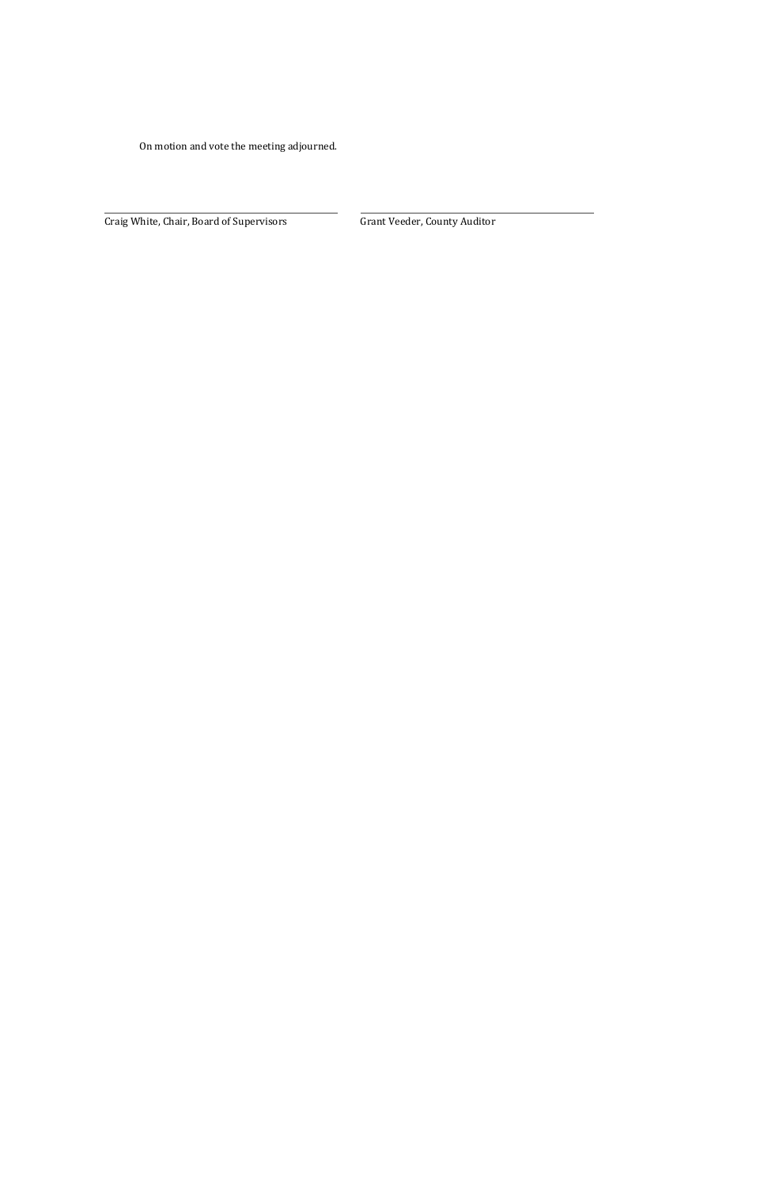On motion and vote the meeting adjourned.

\_\_\_\_\_\_\_\_\_\_\_\_\_\_\_\_\_\_\_\_\_\_\_\_\_\_\_\_\_\_\_\_\_\_\_\_\_\_\_\_
Craig White, Chair, Board of Supervisors

\_\_\_\_\_\_\_\_\_\_\_\_\_\_\_\_\_\_\_\_\_\_\_\_\_\_\_\_\_\_\_\_\_\_\_\_\_\_\_\_
Grant Veeder, County Auditor